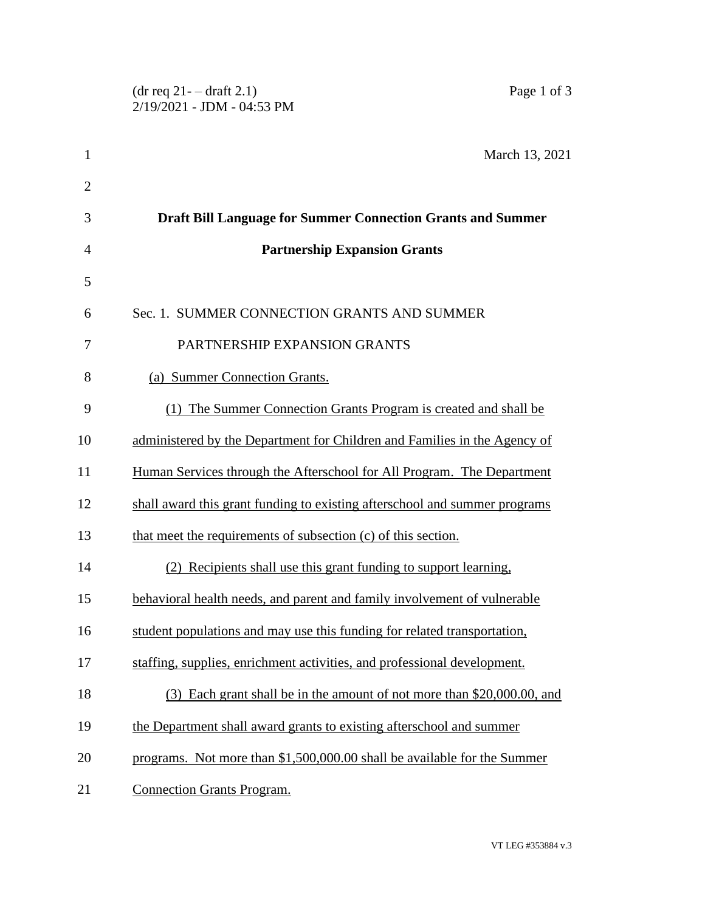March 13, 2021

**Draft Bill Language for Summer Connection Grants and Summer Partnership Expansion Grants**

Sec. 1. SUMMER CONNECTION GRANTS AND SUMMER PARTNERSHIP EXPANSION GRANTS

(a) Summer Connection Grants.

(1) The Summer Connection Grants Program is created and shall be administered by the Department for Children and Families in the Agency of Human Services through the Afterschool for All Program. The Department shall award this grant funding to existing afterschool and summer programs that meet the requirements of subsection (c) of this section.

(2) Recipients shall use this grant funding to support learning, behavioral health needs, and parent and family involvement of vulnerable student populations and may use this funding for related transportation, staffing, supplies, enrichment activities, and professional development.

(3) Each grant shall be in the amount of not more than $20,000.00, and the Department shall award grants to existing afterschool and summer programs. Not more than $1,500,000.00 shall be available for the Summer Connection Grants Program.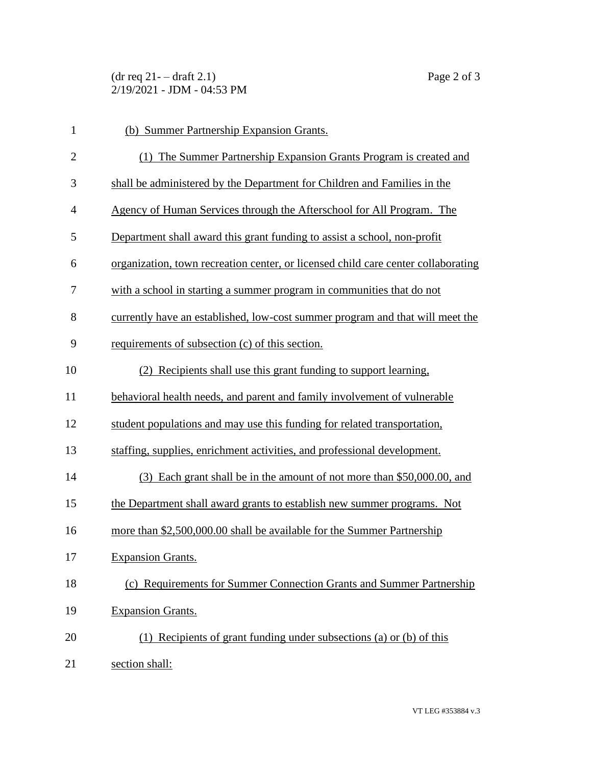(b) Summer Partnership Expansion Grants.

(1) The Summer Partnership Expansion Grants Program is created and shall be administered by the Department for Children and Families in the Agency of Human Services through the Afterschool for All Program. The Department shall award this grant funding to assist a school, non-profit organization, town recreation center, or licensed child care center collaborating with a school in starting a summer program in communities that do not currently have an established, low-cost summer program and that will meet the requirements of subsection (c) of this section.

(2) Recipients shall use this grant funding to support learning, behavioral health needs, and parent and family involvement of vulnerable student populations and may use this funding for related transportation, staffing, supplies, enrichment activities, and professional development.

(3) Each grant shall be in the amount of not more than $50,000.00, and the Department shall award grants to establish new summer programs. Not more than $2,500,000.00 shall be available for the Summer Partnership Expansion Grants.

(c) Requirements for Summer Connection Grants and Summer Partnership Expansion Grants.

(1) Recipients of grant funding under subsections (a) or (b) of this section shall: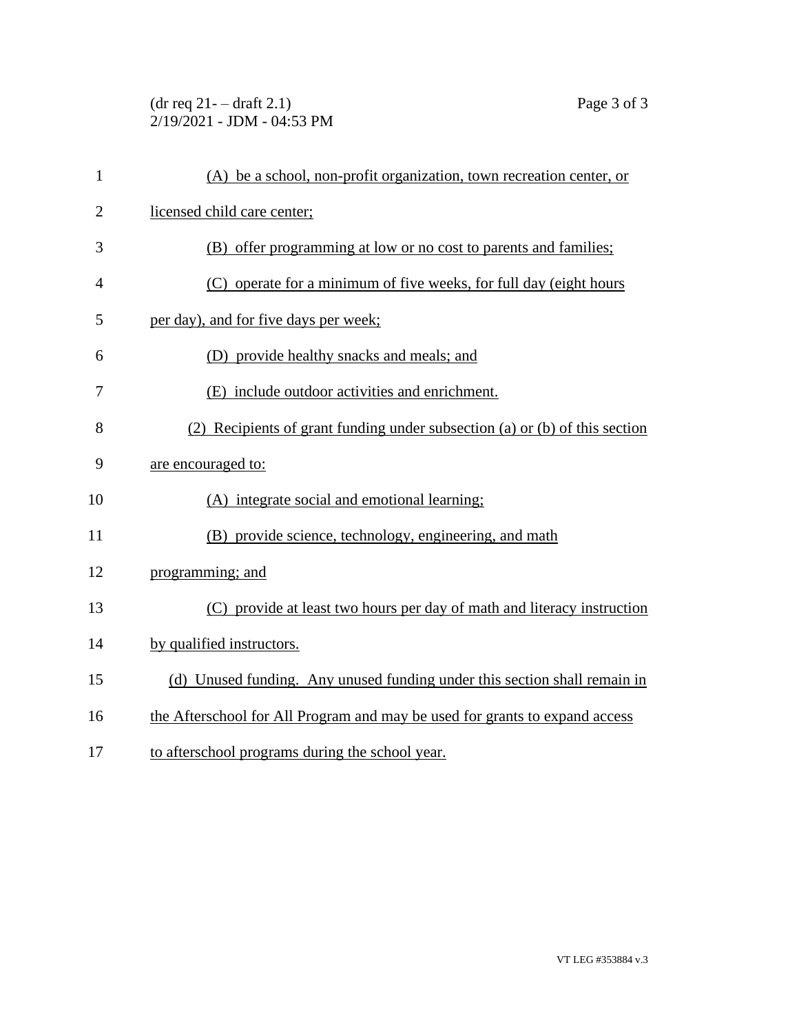(A) be a school, non-profit organization, town recreation center, or licensed child care center;

(B) offer programming at low or no cost to parents and families;

(C) operate for a minimum of five weeks, for full day (eight hours per day), and for five days per week;

(D) provide healthy snacks and meals; and

(E) include outdoor activities and enrichment.

(2) Recipients of grant funding under subsection (a) or (b) of this section are encouraged to:

(A) integrate social and emotional learning;

(B) provide science, technology, engineering, and math programming; and

(C) provide at least two hours per day of math and literacy instruction by qualified instructors.

(d) Unused funding. Any unused funding under this section shall remain in the Afterschool for All Program and may be used for grants to expand access to afterschool programs during the school year.